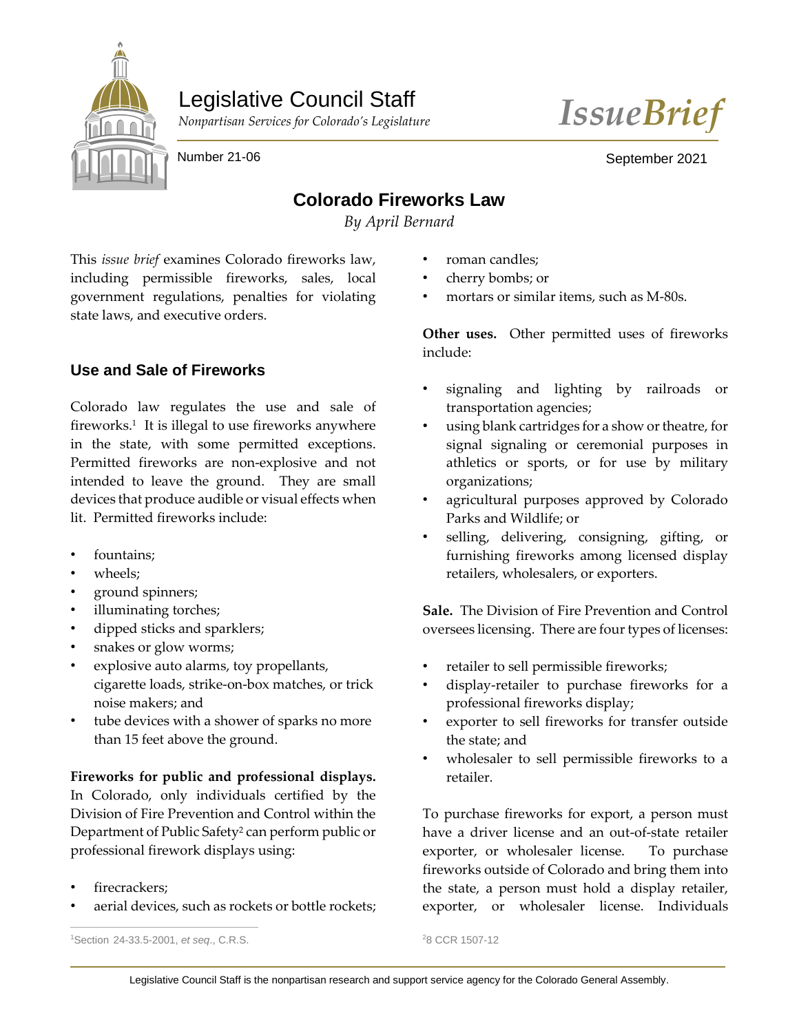Legislative Council Staff

*Nonpartisan Services for Colorado's Legislature*

*IssueBrief*

Number 21-06

September 2021

# Colorado Fireworks Law

*By April Bernard*

This *issue brief* examines Colorado fireworks law, including permissible fireworks, sales, local government regulations, penalties for violating state laws, and executive orders.

## Use and Sale of Fireworks

Colorado law regulates the use and sale of fireworks.[1] It is illegal to use fireworks anywhere in the state, with some permitted exceptions. Permitted fireworks are non-explosive and not intended to leave the ground. They are small devices that produce audible or visual effects when lit. Permitted fireworks include:

- fountains;
- wheels;
- ground spinners;
- illuminating torches;
- dipped sticks and sparklers;
- snakes or glow worms;
- explosive auto alarms, toy propellants, cigarette loads, strike-on-box matches, or trick noise makers; and
- tube devices with a shower of sparks no more than 15 feet above the ground.

**Fireworks for public and professional displays.** In Colorado, only individuals certified by the Division of Fire Prevention and Control within the Department of Public Safety[2] can perform public or professional firework displays using:

- firecrackers;
- aerial devices, such as rockets or bottle rockets;
- roman candles;
- cherry bombs; or
- mortars or similar items, such as M-80s.

**Other uses.** Other permitted uses of fireworks include:

- signaling and lighting by railroads or transportation agencies;
- using blank cartridges for a show or theatre, for signal signaling or ceremonial purposes in athletics or sports, or for use by military organizations;
- agricultural purposes approved by Colorado Parks and Wildlife; or
- selling, delivering, consigning, gifting, or furnishing fireworks among licensed display retailers, wholesalers, or exporters.

**Sale.** The Division of Fire Prevention and Control oversees licensing. There are four types of licenses:

- retailer to sell permissible fireworks;
- display-retailer to purchase fireworks for a professional fireworks display;
- exporter to sell fireworks for transfer outside the state; and
- wholesaler to sell permissible fireworks to a retailer.

To purchase fireworks for export, a person must have a driver license and an out-of-state retailer exporter, or wholesaler license. To purchase fireworks outside of Colorado and bring them into the state, a person must hold a display retailer, exporter, or wholesaler license. Individuals

[1] Section 24-33.5-2001, *et seq.*, C.R.S.

[2] 8 CCR 1507-12

Legislative Council Staff is the nonpartisan research and support service agency for the Colorado General Assembly.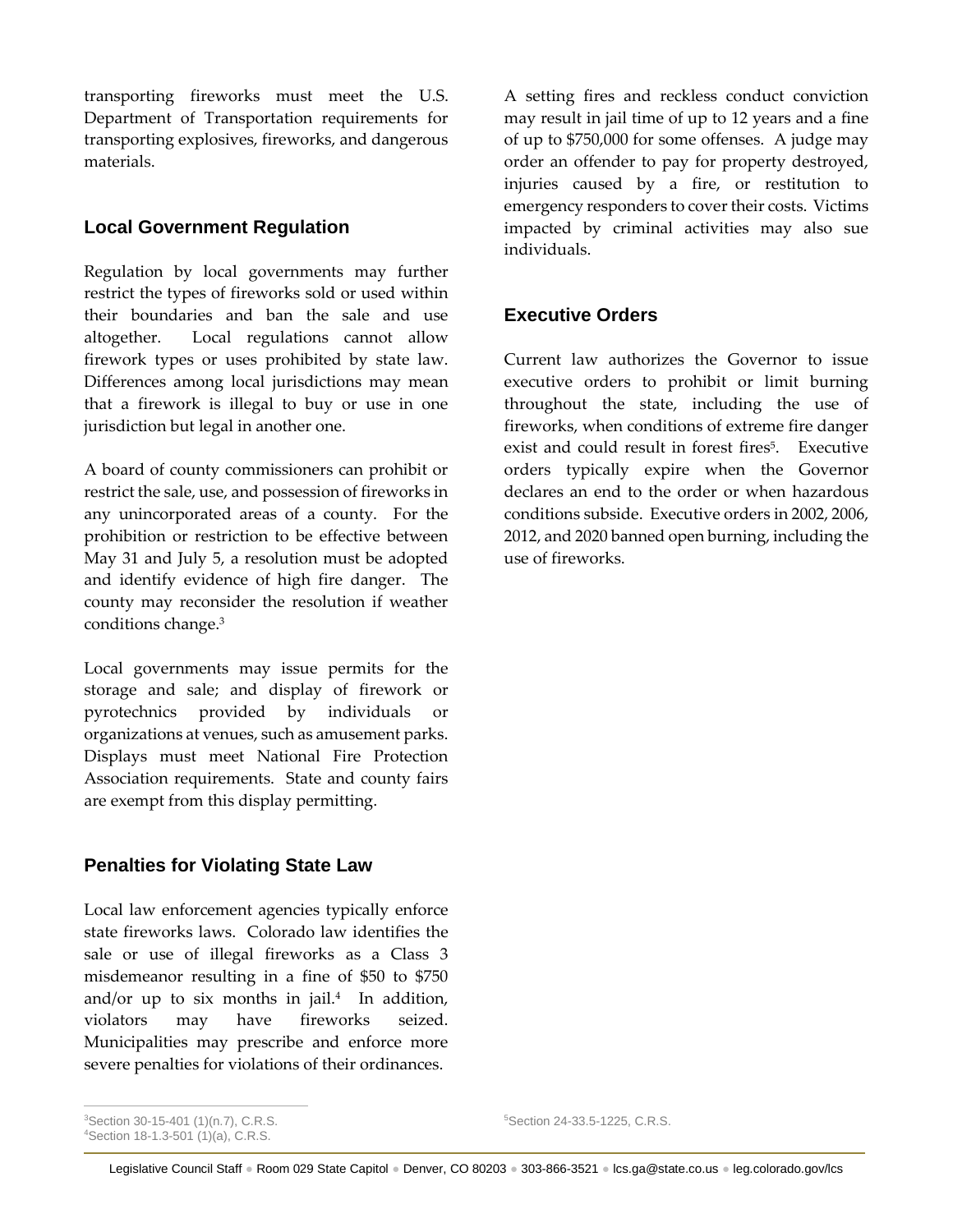transporting fireworks must meet the U.S. Department of Transportation requirements for transporting explosives, fireworks, and dangerous materials.

## Local Government Regulation

Regulation by local governments may further restrict the types of fireworks sold or used within their boundaries and ban the sale and use altogether. Local regulations cannot allow firework types or uses prohibited by state law. Differences among local jurisdictions may mean that a firework is illegal to buy or use in one jurisdiction but legal in another one.

A board of county commissioners can prohibit or restrict the sale, use, and possession of fireworks in any unincorporated areas of a county. For the prohibition or restriction to be effective between May 31 and July 5, a resolution must be adopted and identify evidence of high fire danger. The county may reconsider the resolution if weather conditions change.[3]

Local governments may issue permits for the storage and sale; and display of firework or pyrotechnics provided by individuals or organizations at venues, such as amusement parks. Displays must meet National Fire Protection Association requirements. State and county fairs are exempt from this display permitting.

## Penalties for Violating State Law

Local law enforcement agencies typically enforce state fireworks laws. Colorado law identifies the sale or use of illegal fireworks as a Class 3 misdemeanor resulting in a fine of $50 to $750 and/or up to six months in jail.[4] In addition, violators may have fireworks seized. Municipalities may prescribe and enforce more severe penalties for violations of their ordinances.

A setting fires and reckless conduct conviction may result in jail time of up to 12 years and a fine of up to $750,000 for some offenses. A judge may order an offender to pay for property destroyed, injuries caused by a fire, or restitution to emergency responders to cover their costs. Victims impacted by criminal activities may also sue individuals.

## Executive Orders

Current law authorizes the Governor to issue executive orders to prohibit or limit burning throughout the state, including the use of fireworks, when conditions of extreme fire danger exist and could result in forest fires[5]. Executive orders typically expire when the Governor declares an end to the order or when hazardous conditions subside. Executive orders in 2002, 2006, 2012, and 2020 banned open burning, including the use of fireworks.

---

[3] Section 30-15-401 (1)(n.7), C.R.S.
[4] Section 18-1.3-501 (1)(a), C.R.S.
[5] Section 24-33.5-1225, C.R.S.